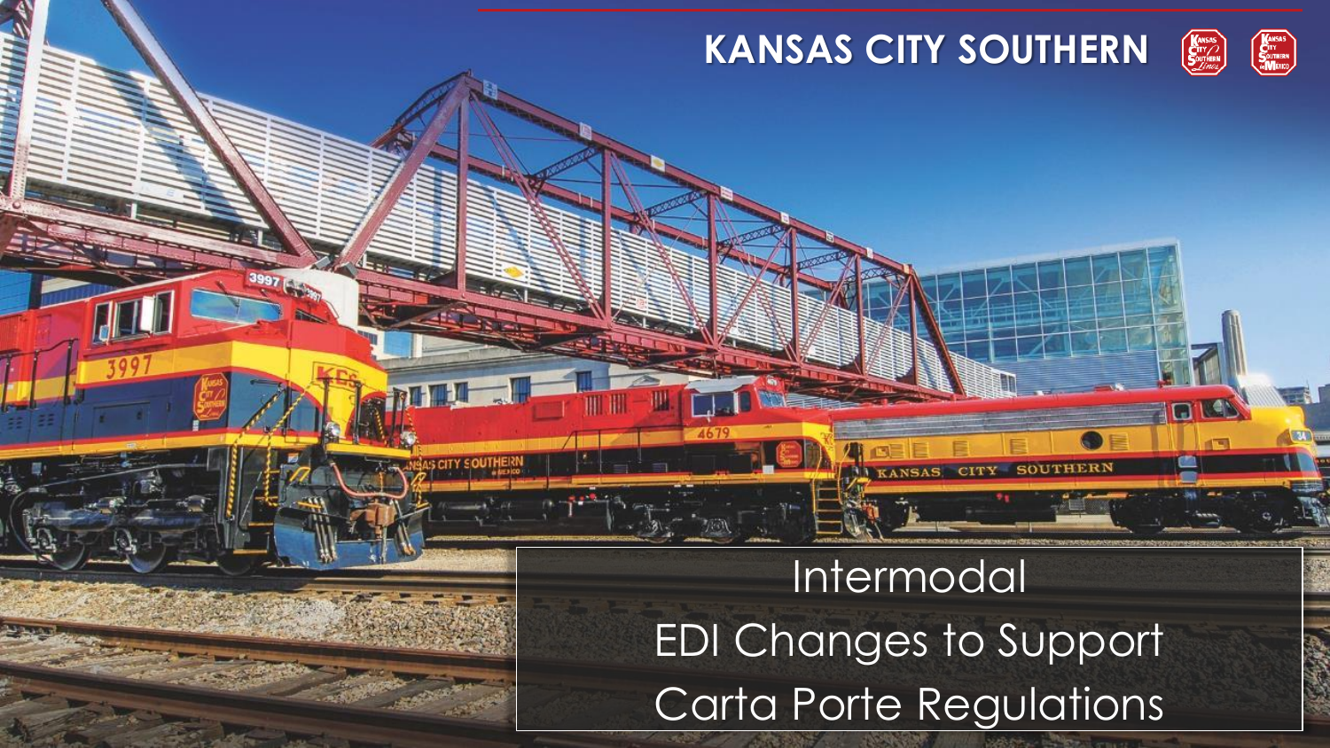KANSAS CITY SOUTHERN

# Intermodal

# EDI Changes to Support Carta Porte Regulations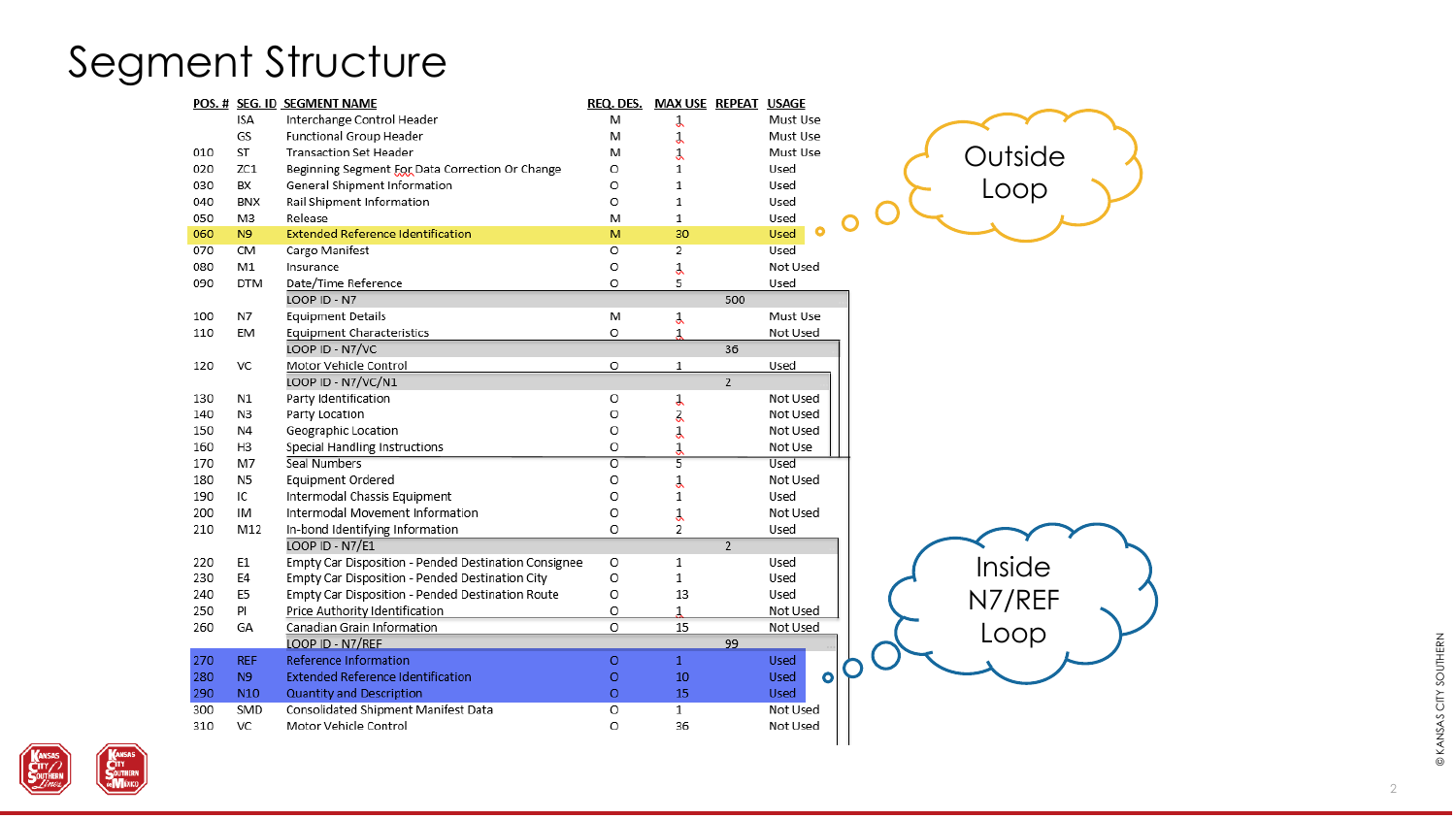# Segment Structure

| POS. # | SEG. ID | SEGMENT NAME | REQ. DES. | MAX USE | REPEAT | USAGE |
|---|---|---|---|---|---|---|
| | ISA | Interchange Control Header | M | 1 | | Must Use |
| | GS | Functional Group Header | M | 1 | | Must Use |
| 010 | ST | Transaction Set Header | M | 1 | | Must Use |
| 020 | ZC1 | Beginning Segment For Data Correction Or Change | O | 1 | | Used |
| 030 | BX | General Shipment Information | O | 1 | | Used |
| 040 | BNX | Rail Shipment Information | O | 1 | | Used |
| 050 | M3 | Release | M | 1 | | Used |
| 060 | N9 | Extended Reference Identification | M | 30 | | Used |
| 070 | CM | Cargo Manifest | O | 2 | | Used |
| 080 | M1 | Insurance | O | 1 | | Not Used |
| 090 | DTM | Date/Time Reference | O | 5 | | Used |
| | | LOOP ID - N7 | | | 500 | |
| 100 | N7 | Equipment Details | M | 1 | | Must Use |
| 110 | EM | Equipment Characteristics | O | 1 | | Not Used |
| | | LOOP ID - N7/VC | | | 36 | |
| 120 | VC | Motor Vehicle Control | O | 1 | | Used |
| | | LOOP ID - N7/VC/N1 | | | 2 | |
| 130 | N1 | Party Identification | O | 1 | | Not Used |
| 140 | N3 | Party Location | O | 2 | | Not Used |
| 150 | N4 | Geographic Location | O | 1 | | Not Used |
| 160 | H3 | Special Handling Instructions | O | 1 | | Not Use |
| 170 | M7 | Seal Numbers | O | 5 | | Used |
| 180 | N5 | Equipment Ordered | O | 1 | | Not Used |
| 190 | IC | Intermodal Chassis Equipment | O | 1 | | Used |
| 200 | IM | Intermodal Movement Information | O | 1 | | Not Used |
| 210 | M12 | In-bond Identifying Information | O | 2 | | Used |
| | | LOOP ID - N7/E1 | | | 2 | |
| 220 | E1 | Empty Car Disposition - Pended Destination Consignee | O | 1 | | Used |
| 230 | E4 | Empty Car Disposition - Pended Destination City | O | 1 | | Used |
| 240 | E5 | Empty Car Disposition - Pended Destination Route | O | 13 | | Used |
| 250 | PI | Price Authority Identification | O | 1 | | Not Used |
| 260 | GA | Canadian Grain Information | O | 15 | | Not Used |
| | | LOOP ID - N7/REF | | | 99 | |
| 270 | REF | Reference Information | O | 1 | | Used |
| 280 | N9 | Extended Reference Identification | O | 10 | | Used |
| 290 | N10 | Quantity and Description | O | 15 | | Used |
| 300 | SMD | Consolidated Shipment Manifest Data | O | 1 | | Not Used |
| 310 | VC | Motor Vehicle Control | O | 36 | | Not Used |

Outside Loop

Inside N7/REF Loop

© KANSAS CITY SOUTHERN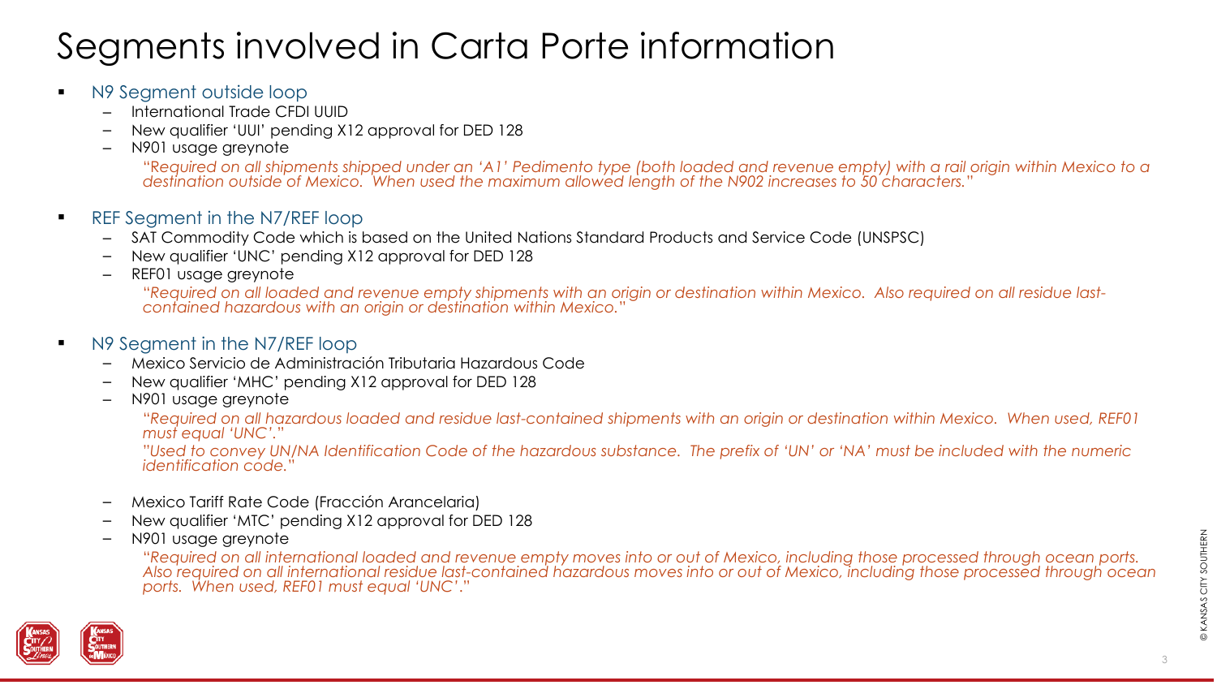# Segments involved in Carta Porte information

- N9 Segment outside loop
  - International Trade CFDI UUID
  - New qualifier 'UUI' pending X12 approval for DED 128
  - N901 usage greynote

    *"Required on all shipments shipped under an 'A1' Pedimento type (both loaded and revenue empty) with a rail origin within Mexico to a destination outside of Mexico. When used the maximum allowed length of the N902 increases to 50 characters."*

- REF Segment in the N7/REF loop
  - SAT Commodity Code which is based on the United Nations Standard Products and Service Code (UNSPSC)
  - New qualifier 'UNC' pending X12 approval for DED 128
  - REF01 usage greynote

    *"Required on all loaded and revenue empty shipments with an origin or destination within Mexico. Also required on all residue last-contained hazardous with an origin or destination within Mexico."*

- N9 Segment in the N7/REF loop
  - Mexico Servicio de Administración Tributaria Hazardous Code
  - New qualifier 'MHC' pending X12 approval for DED 128
  - N901 usage greynote

    *"Required on all hazardous loaded and residue last-contained shipments with an origin or destination within Mexico. When used, REF01 must equal 'UNC'."*

    *"Used to convey UN/NA Identification Code of the hazardous substance. The prefix of 'UN' or 'NA' must be included with the numeric identification code."*

  - Mexico Tariff Rate Code (Fracción Arancelaria)
  - New qualifier 'MTC' pending X12 approval for DED 128
  - N901 usage greynote

    *"Required on all international loaded and revenue empty moves into or out of Mexico, including those processed through ocean ports. Also required on all international residue last-contained hazardous moves into or out of Mexico, including those processed through ocean ports. When used, REF01 must equal 'UNC'."*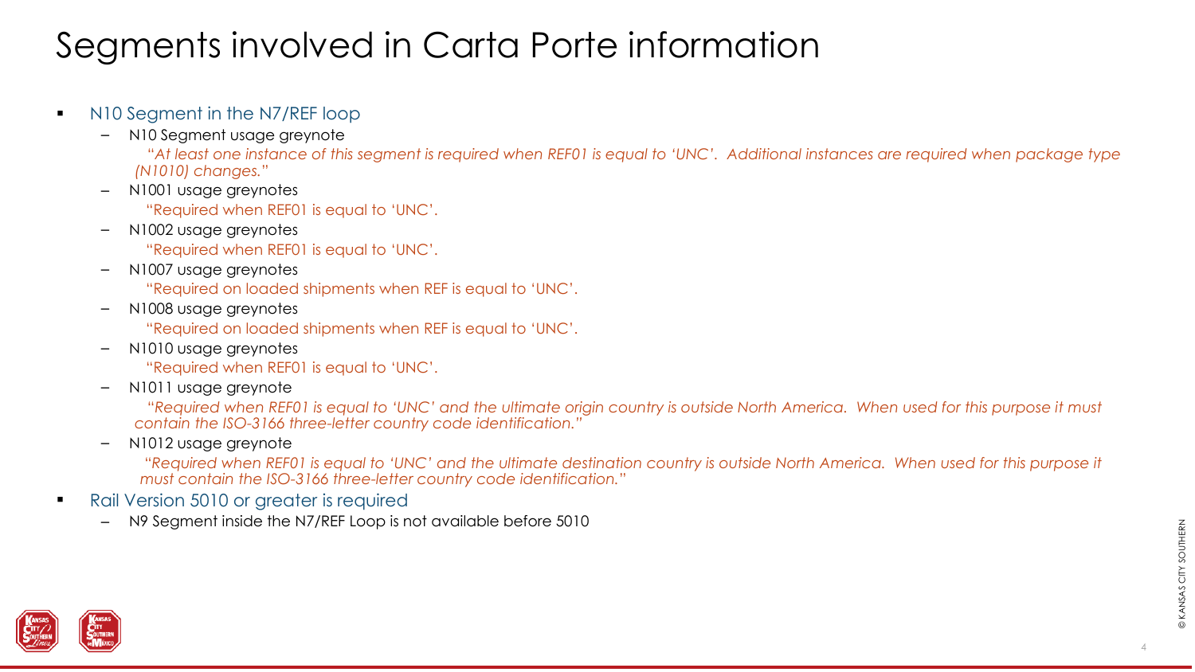# Segments involved in Carta Porte information

- N10 Segment in the N7/REF loop
  - N10 Segment usage greynote
    *"At least one instance of this segment is required when REF01 is equal to 'UNC'.  Additional instances are required when package type (N1010) changes."*
  - N1001 usage greynotes
    "Required when REF01 is equal to 'UNC'.
  - N1002 usage greynotes
    "Required when REF01 is equal to 'UNC'.
  - N1007 usage greynotes
    "Required on loaded shipments when REF is equal to 'UNC'.
  - N1008 usage greynotes
    "Required on loaded shipments when REF is equal to 'UNC'.
  - N1010 usage greynotes
    "Required when REF01 is equal to 'UNC'.
  - N1011 usage greynote
    *"Required when REF01 is equal to 'UNC' and the ultimate origin country is outside North America.  When used for this purpose it must contain the ISO-3166 three-letter country code identification."*
  - N1012 usage greynote
    *"Required when REF01 is equal to 'UNC' and the ultimate destination country is outside North America.  When used for this purpose it must contain the ISO-3166 three-letter country code identification."*
- Rail Version 5010 or greater is required
  - N9 Segment inside the N7/REF Loop is not available before 5010

© KANSAS CITY SOUTHERN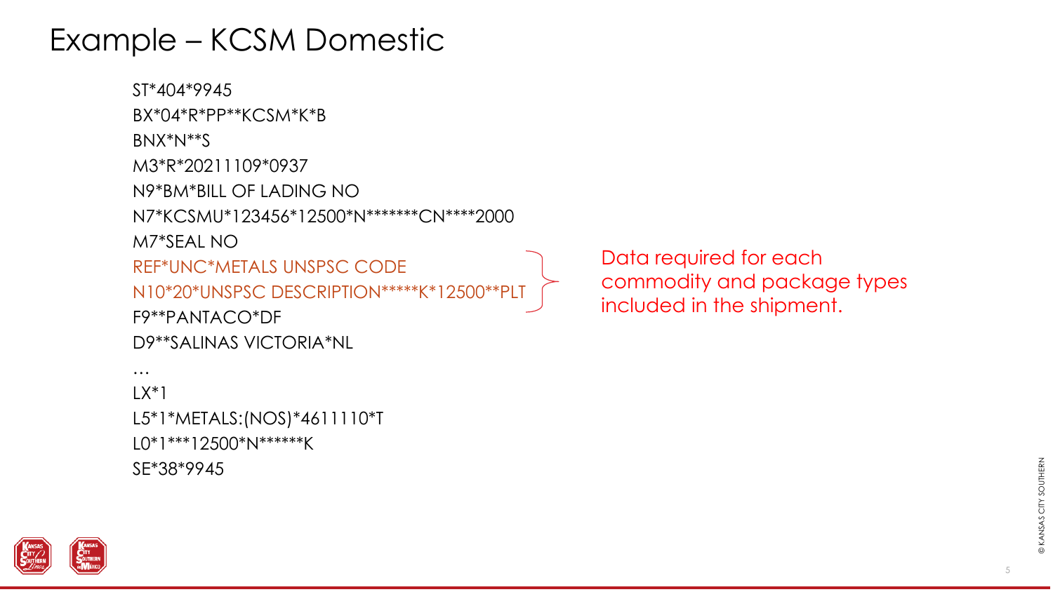# Example – KCSM Domestic

```
ST*404*9945
BX*04*R*PP**KCSM*K*B
BNX*N**S
M3*R*20211109*0937
N9*BM*BILL OF LADING NO
N7*KCSMU*123456*12500*N*******CN****2000
M7*SEAL NO
REF*UNC*METALS UNSPSC CODE
N10*20*UNSPSC DESCRIPTION*****K*12500**PLT
F9**PANTACO*DF
D9**SALINAS VICTORIA*NL
…
LX*1
L5*1*METALS:(NOS)*4611110*T
L0*1***12500*N******K
SE*38*9945
```

Data required for each commodity and package types included in the shipment.

© KANSAS CITY SOUTHERN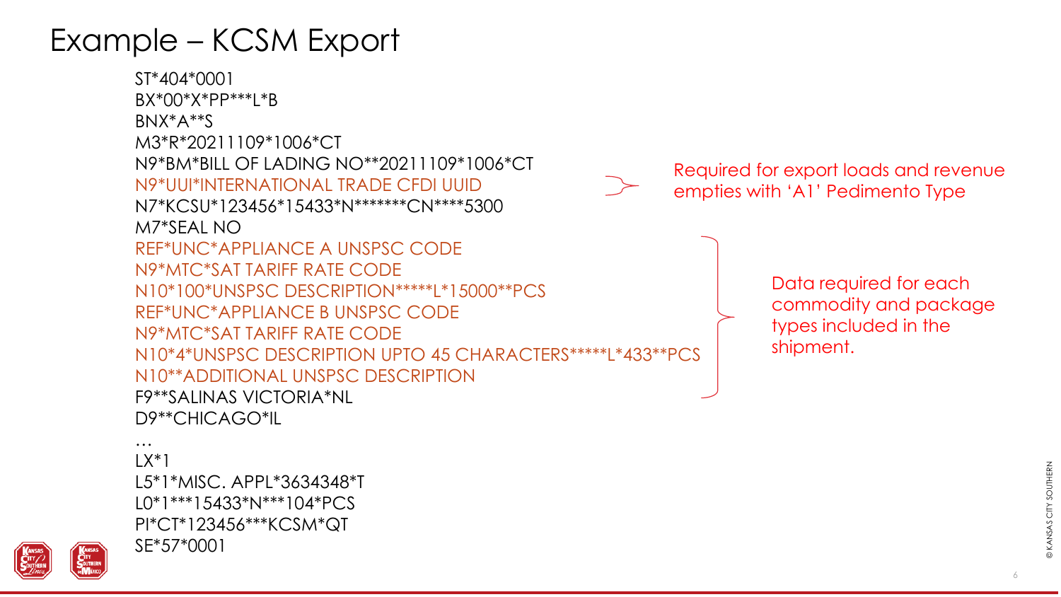# Example – KCSM Export

```
ST*404*0001
BX*00*X*PP***L*B
BNX*A**S
M3*R*20211109*1006*CT
N9*BM*BILL OF LADING NO**20211109*1006*CT
N9*UUI*INTERNATIONAL TRADE CFDI UUID
N7*KCSU*123456*15433*N*******CN****5300
M7*SEAL NO
REF*UNC*APPLIANCE A UNSPSC CODE
N9*MTC*SAT TARIFF RATE CODE
N10*100*UNSPSC DESCRIPTION*****L*15000**PCS
REF*UNC*APPLIANCE B UNSPSC CODE
N9*MTC*SAT TARIFF RATE CODE
N10*4*UNSPSC DESCRIPTION UPTO 45 CHARACTERS*****L*433**PCS
N10**ADDITIONAL UNSPSC DESCRIPTION
F9**SALINAS VICTORIA*NL
D9**CHICAGO*IL
…
LX*1
L5*1*MISC. APPL*3634348*T
L0*1***15433*N***104*PCS
PI*CT*123456***KCSM*QT
SE*57*0001
```

Required for export loads and revenue empties with 'A1' Pedimento Type (applies to: N9*UUI*INTERNATIONAL TRADE CFDI UUID)

Data required for each commodity and package types included in the shipment. (applies to: REF*UNC through N10**ADDITIONAL UNSPSC DESCRIPTION)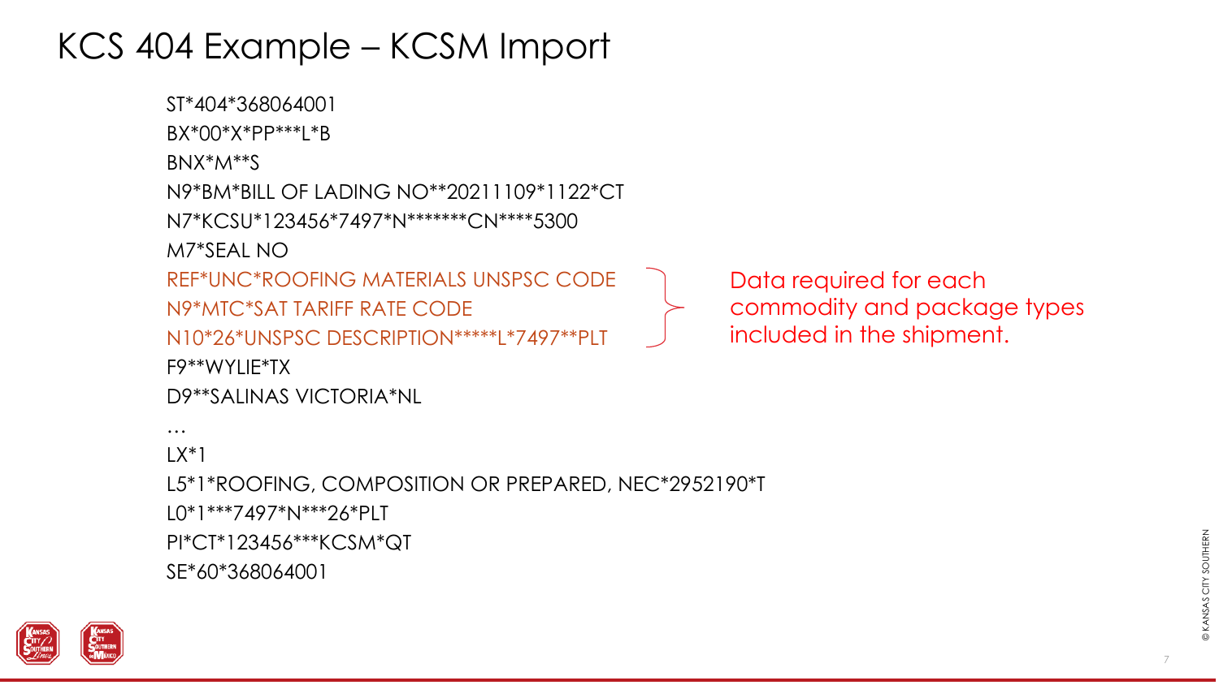# KCS 404 Example – KCSM Import

```
ST*404*368064001
BX*00*X*PP***L*B
BNX*M**S
N9*BM*BILL OF LADING NO**20211109*1122*CT
N7*KCSU*123456*7497*N*******CN****5300
M7*SEAL NO
REF*UNC*ROOFING MATERIALS UNSPSC CODE
N9*MTC*SAT TARIFF RATE CODE
N10*26*UNSPSC DESCRIPTION*****L*7497**PLT
F9**WYLIE*TX
D9**SALINAS VICTORIA*NL
…
LX*1
L5*1*ROOFING, COMPOSITION OR PREPARED, NEC*2952190*T
L0*1***7497*N***26*PLT
PI*CT*123456***KCSM*QT
SE*60*368064001
```

Data required for each commodity and package types included in the shipment. (applies to the REF*UNC, N9*MTC, and N10 segments)

© KANSAS CITY SOUTHERN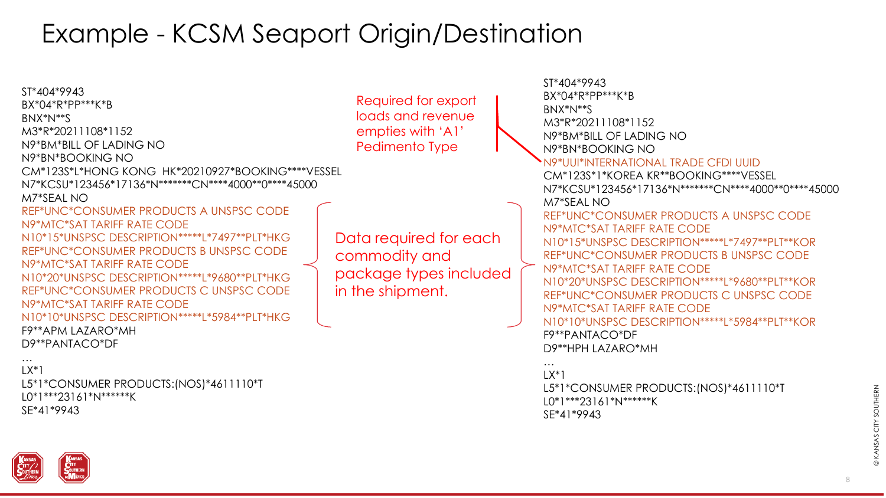# Example - KCSM Seaport Origin/Destination

```
ST*404*9943
BX*04*R*PP***K*B
BNX*N**S
M3*R*20211108*1152
N9*BM*BILL OF LADING NO
N9*BN*BOOKING NO
CM*123S*L*HONG KONG  HK*20210927*BOOKING****VESSEL
N7*KCSU*123456*17136*N*******CN****4000**0****45000
M7*SEAL NO
REF*UNC*CONSUMER PRODUCTS A UNSPSC CODE
N9*MTC*SAT TARIFF RATE CODE
N10*15*UNSPSC DESCRIPTION*****L*7497**PLT*HKG
REF*UNC*CONSUMER PRODUCTS B UNSPSC CODE
N9*MTC*SAT TARIFF RATE CODE
N10*20*UNSPSC DESCRIPTION*****L*9680**PLT*HKG
REF*UNC*CONSUMER PRODUCTS C UNSPSC CODE
N9*MTC*SAT TARIFF RATE CODE
N10*10*UNSPSC DESCRIPTION*****L*5984**PLT*HKG
F9**APM LAZARO*MH
D9**PANTACO*DF
…
LX*1
L5*1*CONSUMER PRODUCTS:(NOS)*4611110*T
L0*1***23161*N******K
SE*41*9943
```

Required for export loads and revenue empties with 'A1' Pedimento Type

Data required for each commodity and package types included in the shipment.

```
ST*404*9943
BX*04*R*PP***K*B
BNX*N**S
M3*R*20211108*1152
N9*BM*BILL OF LADING NO
N9*BN*BOOKING NO
N9*UUI*INTERNATIONAL TRADE CFDI UUID
CM*123S*1*KOREA KR**BOOKING****VESSEL
N7*KCSU*123456*17136*N*******CN****4000**0****45000
M7*SEAL NO
REF*UNC*CONSUMER PRODUCTS A UNSPSC CODE
N9*MTC*SAT TARIFF RATE CODE
N10*15*UNSPSC DESCRIPTION*****L*7497**PLT*KOR
REF*UNC*CONSUMER PRODUCTS B UNSPSC CODE
N9*MTC*SAT TARIFF RATE CODE
N10*20*UNSPSC DESCRIPTION*****L*9680**PLT*KOR
REF*UNC*CONSUMER PRODUCTS C UNSPSC CODE
N9*MTC*SAT TARIFF RATE CODE
N10*10*UNSPSC DESCRIPTION*****L*5984**PLT*KOR
F9**PANTACO*DF
D9**HPH LAZARO*MH
…
LX*1
L5*1*CONSUMER PRODUCTS:(NOS)*4611110*T
L0*1***23161*N******K
SE*41*9943
```

© KANSAS CITY SOUTHERN